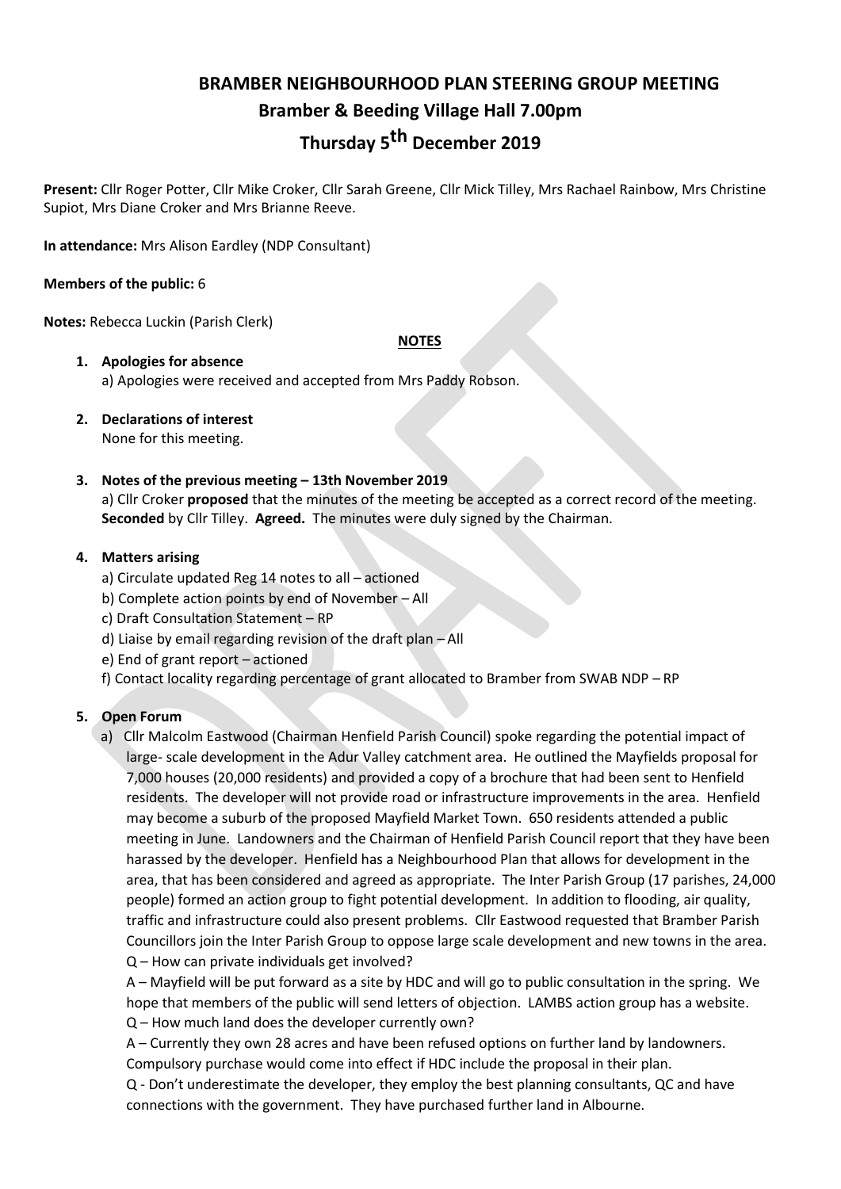# BRAMBER NEIGHBOURHOOD PLAN STEERING GROUP MEETING

## Bramber & Beeding Village Hall 7.00pm

## Thursday 5th December 2019

**Present:** Cllr Roger Potter, Cllr Mike Croker, Cllr Sarah Greene, Cllr Mick Tilley, Mrs Rachael Rainbow, Mrs Christine Supiot, Mrs Diane Croker and Mrs Brianne Reeve.

**In attendance:** Mrs Alison Eardley (NDP Consultant)

**Members of the public:** 6

**Notes:** Rebecca Luckin (Parish Clerk)

**NOTES**

1. **Apologies for absence**
   a) Apologies were received and accepted from Mrs Paddy Robson.

2. **Declarations of interest**
   None for this meeting.

3. **Notes of the previous meeting – 13th November 2019**
   a) Cllr Croker **proposed** that the minutes of the meeting be accepted as a correct record of the meeting. **Seconded** by Cllr Tilley. **Agreed.** The minutes were duly signed by the Chairman.

4. **Matters arising**
   a) Circulate updated Reg 14 notes to all – actioned
   b) Complete action points by end of November – All
   c) Draft Consultation Statement – RP
   d) Liaise by email regarding revision of the draft plan – All
   e) End of grant report – actioned
   f) Contact locality regarding percentage of grant allocated to Bramber from SWAB NDP – RP

5. **Open Forum**
   a) Cllr Malcolm Eastwood (Chairman Henfield Parish Council) spoke regarding the potential impact of large- scale development in the Adur Valley catchment area. He outlined the Mayfields proposal for 7,000 houses (20,000 residents) and provided a copy of a brochure that had been sent to Henfield residents. The developer will not provide road or infrastructure improvements in the area. Henfield may become a suburb of the proposed Mayfield Market Town. 650 residents attended a public meeting in June. Landowners and the Chairman of Henfield Parish Council report that they have been harassed by the developer. Henfield has a Neighbourhood Plan that allows for development in the area, that has been considered and agreed as appropriate. The Inter Parish Group (17 parishes, 24,000 people) formed an action group to fight potential development. In addition to flooding, air quality, traffic and infrastructure could also present problems. Cllr Eastwood requested that Bramber Parish Councillors join the Inter Parish Group to oppose large scale development and new towns in the area.
   Q – How can private individuals get involved?
   A – Mayfield will be put forward as a site by HDC and will go to public consultation in the spring. We hope that members of the public will send letters of objection. LAMBS action group has a website.
   Q – How much land does the developer currently own?
   A – Currently they own 28 acres and have been refused options on further land by landowners. Compulsory purchase would come into effect if HDC include the proposal in their plan.
   Q - Don't underestimate the developer, they employ the best planning consultants, QC and have connections with the government. They have purchased further land in Albourne.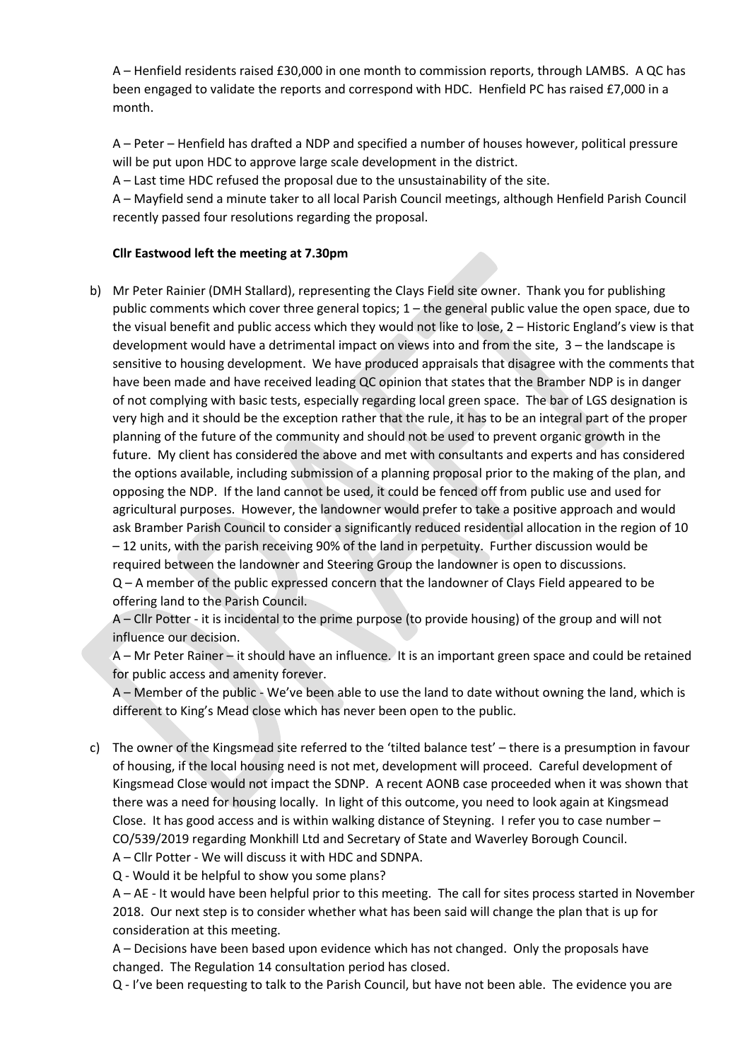A – Henfield residents raised £30,000 in one month to commission reports, through LAMBS. A QC has been engaged to validate the reports and correspond with HDC. Henfield PC has raised £7,000 in a month.

A – Peter – Henfield has drafted a NDP and specified a number of houses however, political pressure will be put upon HDC to approve large scale development in the district.

A – Last time HDC refused the proposal due to the unsustainability of the site.

A – Mayfield send a minute taker to all local Parish Council meetings, although Henfield Parish Council recently passed four resolutions regarding the proposal.

**Cllr Eastwood left the meeting at 7.30pm**

b) Mr Peter Rainier (DMH Stallard), representing the Clays Field site owner. Thank you for publishing public comments which cover three general topics; 1 – the general public value the open space, due to the visual benefit and public access which they would not like to lose, 2 – Historic England's view is that development would have a detrimental impact on views into and from the site, 3 – the landscape is sensitive to housing development. We have produced appraisals that disagree with the comments that have been made and have received leading QC opinion that states that the Bramber NDP is in danger of not complying with basic tests, especially regarding local green space. The bar of LGS designation is very high and it should be the exception rather that the rule, it has to be an integral part of the proper planning of the future of the community and should not be used to prevent organic growth in the future. My client has considered the above and met with consultants and experts and has considered the options available, including submission of a planning proposal prior to the making of the plan, and opposing the NDP. If the land cannot be used, it could be fenced off from public use and used for agricultural purposes. However, the landowner would prefer to take a positive approach and would ask Bramber Parish Council to consider a significantly reduced residential allocation in the region of 10 – 12 units, with the parish receiving 90% of the land in perpetuity. Further discussion would be required between the landowner and Steering Group the landowner is open to discussions.

Q – A member of the public expressed concern that the landowner of Clays Field appeared to be offering land to the Parish Council.

A – Cllr Potter - it is incidental to the prime purpose (to provide housing) of the group and will not influence our decision.

A – Mr Peter Rainer – it should have an influence. It is an important green space and could be retained for public access and amenity forever.

A – Member of the public - We've been able to use the land to date without owning the land, which is different to King's Mead close which has never been open to the public.

c) The owner of the Kingsmead site referred to the 'tilted balance test' – there is a presumption in favour of housing, if the local housing need is not met, development will proceed. Careful development of Kingsmead Close would not impact the SDNP. A recent AONB case proceeded when it was shown that there was a need for housing locally. In light of this outcome, you need to look again at Kingsmead Close. It has good access and is within walking distance of Steyning. I refer you to case number – CO/539/2019 regarding Monkhill Ltd and Secretary of State and Waverley Borough Council.

A – Cllr Potter - We will discuss it with HDC and SDNPA.

Q - Would it be helpful to show you some plans?

A – AE - It would have been helpful prior to this meeting. The call for sites process started in November 2018. Our next step is to consider whether what has been said will change the plan that is up for consideration at this meeting.

A – Decisions have been based upon evidence which has not changed. Only the proposals have changed. The Regulation 14 consultation period has closed.

Q - I've been requesting to talk to the Parish Council, but have not been able. The evidence you are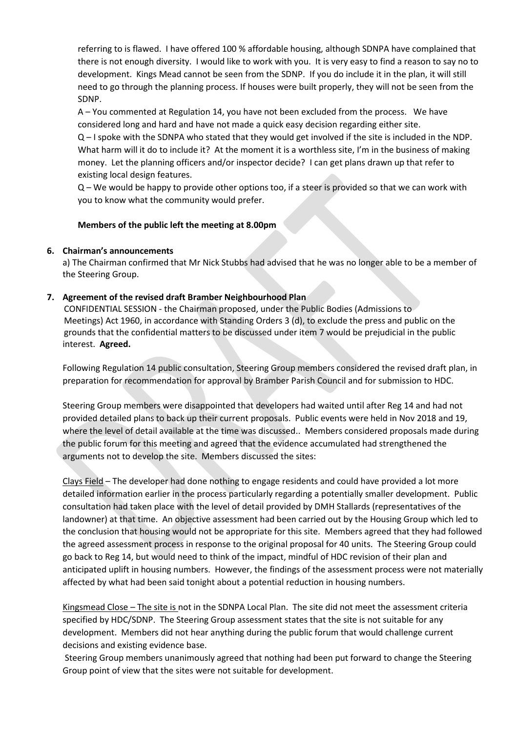referring to is flawed. I have offered 100 % affordable housing, although SDNPA have complained that there is not enough diversity. I would like to work with you. It is very easy to find a reason to say no to development. Kings Mead cannot be seen from the SDNP. If you do include it in the plan, it will still need to go through the planning process. If houses were built properly, they will not be seen from the SDNP.

A – You commented at Regulation 14, you have not been excluded from the process. We have considered long and hard and have not made a quick easy decision regarding either site.

Q – I spoke with the SDNPA who stated that they would get involved if the site is included in the NDP. What harm will it do to include it? At the moment it is a worthless site, I'm in the business of making money. Let the planning officers and/or inspector decide? I can get plans drawn up that refer to existing local design features.

Q – We would be happy to provide other options too, if a steer is provided so that we can work with you to know what the community would prefer.

**Members of the public left the meeting at 8.00pm**

**6. Chairman's announcements**

a) The Chairman confirmed that Mr Nick Stubbs had advised that he was no longer able to be a member of the Steering Group.

**7. Agreement of the revised draft Bramber Neighbourhood Plan**

CONFIDENTIAL SESSION - the Chairman proposed, under the Public Bodies (Admissions to Meetings) Act 1960, in accordance with Standing Orders 3 (d), to exclude the press and public on the grounds that the confidential matters to be discussed under item 7 would be prejudicial in the public interest. **Agreed.**

Following Regulation 14 public consultation, Steering Group members considered the revised draft plan, in preparation for recommendation for approval by Bramber Parish Council and for submission to HDC.

Steering Group members were disappointed that developers had waited until after Reg 14 and had not provided detailed plans to back up their current proposals. Public events were held in Nov 2018 and 19, where the level of detail available at the time was discussed.. Members considered proposals made during the public forum for this meeting and agreed that the evidence accumulated had strengthened the arguments not to develop the site. Members discussed the sites:

Clays Field – The developer had done nothing to engage residents and could have provided a lot more detailed information earlier in the process particularly regarding a potentially smaller development. Public consultation had taken place with the level of detail provided by DMH Stallards (representatives of the landowner) at that time. An objective assessment had been carried out by the Housing Group which led to the conclusion that housing would not be appropriate for this site. Members agreed that they had followed the agreed assessment process in response to the original proposal for 40 units. The Steering Group could go back to Reg 14, but would need to think of the impact, mindful of HDC revision of their plan and anticipated uplift in housing numbers. However, the findings of the assessment process were not materially affected by what had been said tonight about a potential reduction in housing numbers.

Kingsmead Close – The site is not in the SDNPA Local Plan. The site did not meet the assessment criteria specified by HDC/SDNP. The Steering Group assessment states that the site is not suitable for any development. Members did not hear anything during the public forum that would challenge current decisions and existing evidence base.

Steering Group members unanimously agreed that nothing had been put forward to change the Steering Group point of view that the sites were not suitable for development.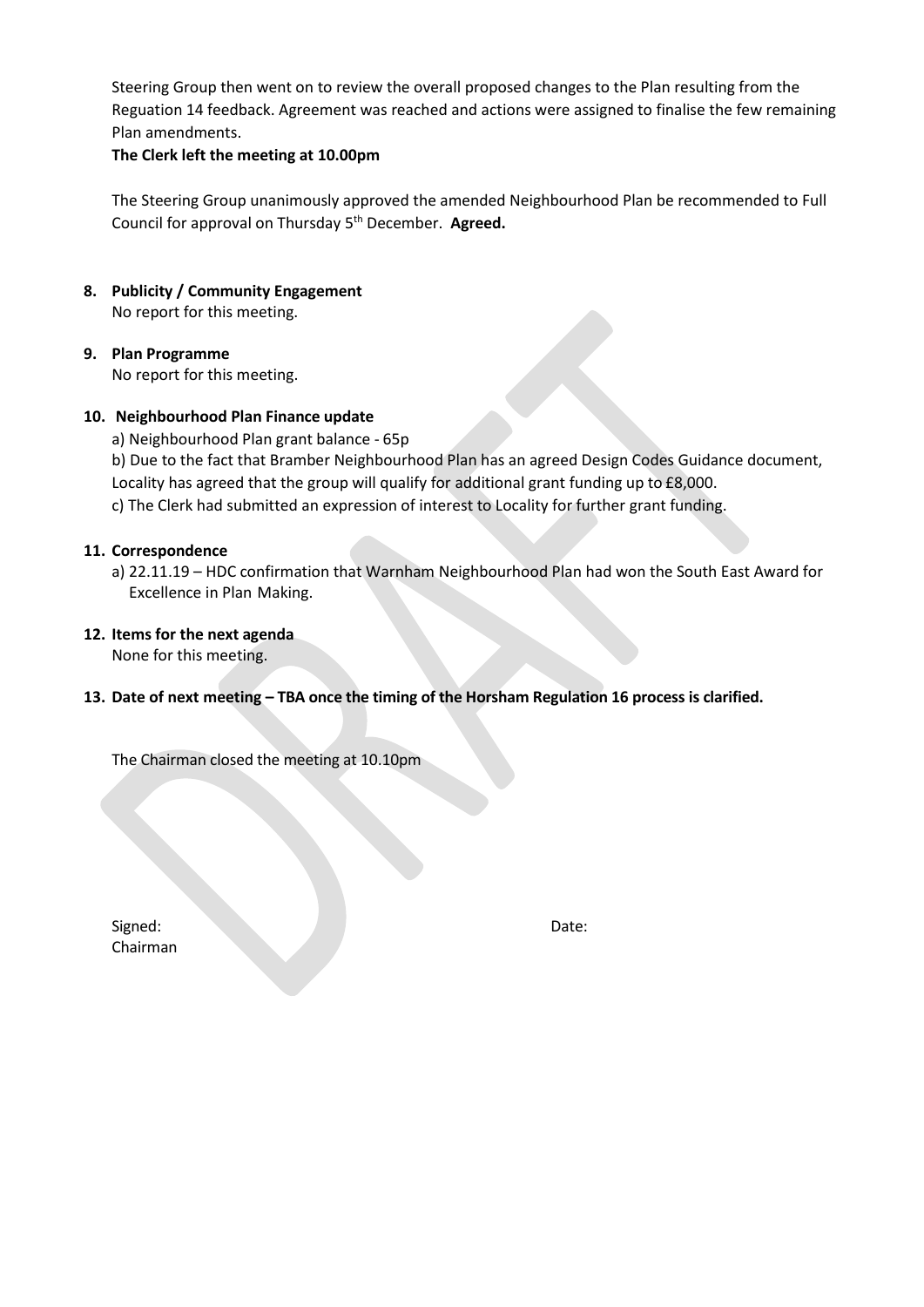Steering Group then went on to review the overall proposed changes to the Plan resulting from the Reguation 14 feedback. Agreement was reached and actions were assigned to finalise the few remaining Plan amendments.

**The Clerk left the meeting at 10.00pm**

The Steering Group unanimously approved the amended Neighbourhood Plan be recommended to Full Council for approval on Thursday 5th December. **Agreed.**

**8. Publicity / Community Engagement**

No report for this meeting.

**9. Plan Programme**

No report for this meeting.

**10. Neighbourhood Plan Finance update**

a) Neighbourhood Plan grant balance - 65p

b) Due to the fact that Bramber Neighbourhood Plan has an agreed Design Codes Guidance document, Locality has agreed that the group will qualify for additional grant funding up to £8,000.

c) The Clerk had submitted an expression of interest to Locality for further grant funding.

**11. Correspondence**

a) 22.11.19 – HDC confirmation that Warnham Neighbourhood Plan had won the South East Award for Excellence in Plan Making.

**12. Items for the next agenda**

None for this meeting.

**13. Date of next meeting – TBA once the timing of the Horsham Regulation 16 process is clarified.**

The Chairman closed the meeting at 10.10pm

Signed: Date:

Chairman